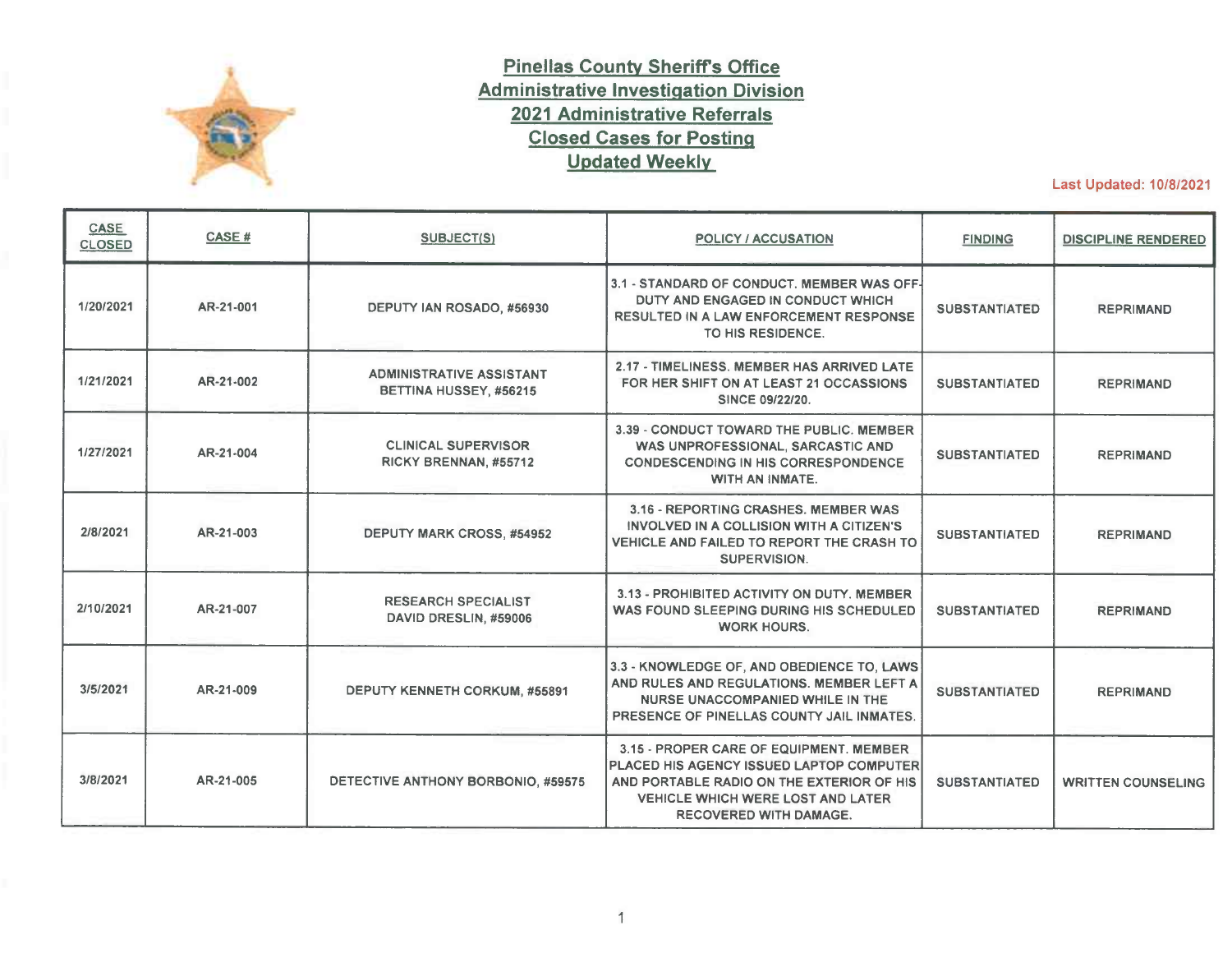# Pinellas County Sheriff's Office
## Administrative Investigation Division
## 2021 Administrative Referrals
## Closed Cases for Posting
## Updated Weekly

Last Updated: 10/8/2021

| CASE CLOSED | CASE # | SUBJECT(S) | POLICY / ACCUSATION | FINDING | DISCIPLINE RENDERED |
|---|---|---|---|---|---|
| 1/20/2021 | AR-21-001 | DEPUTY IAN ROSADO, #56930 | 3.1 - STANDARD OF CONDUCT. MEMBER WAS OFF-DUTY AND ENGAGED IN CONDUCT WHICH RESULTED IN A LAW ENFORCEMENT RESPONSE TO HIS RESIDENCE. | SUBSTANTIATED | REPRIMAND |
| 1/21/2021 | AR-21-002 | ADMINISTRATIVE ASSISTANT BETTINA HUSSEY, #56215 | 2.17 - TIMELINESS. MEMBER HAS ARRIVED LATE FOR HER SHIFT ON AT LEAST 21 OCCASSIONS SINCE 09/22/20. | SUBSTANTIATED | REPRIMAND |
| 1/27/2021 | AR-21-004 | CLINICAL SUPERVISOR RICKY BRENNAN, #55712 | 3.39 - CONDUCT TOWARD THE PUBLIC. MEMBER WAS UNPROFESSIONAL, SARCASTIC AND CONDESCENDING IN HIS CORRESPONDENCE WITH AN INMATE. | SUBSTANTIATED | REPRIMAND |
| 2/8/2021 | AR-21-003 | DEPUTY MARK CROSS, #54952 | 3.16 - REPORTING CRASHES. MEMBER WAS INVOLVED IN A COLLISION WITH A CITIZEN'S VEHICLE AND FAILED TO REPORT THE CRASH TO SUPERVISION. | SUBSTANTIATED | REPRIMAND |
| 2/10/2021 | AR-21-007 | RESEARCH SPECIALIST DAVID DRESLIN, #59006 | 3.13 - PROHIBITED ACTIVITY ON DUTY. MEMBER WAS FOUND SLEEPING DURING HIS SCHEDULED WORK HOURS. | SUBSTANTIATED | REPRIMAND |
| 3/5/2021 | AR-21-009 | DEPUTY KENNETH CORKUM, #55891 | 3.3 - KNOWLEDGE OF, AND OBEDIENCE TO, LAWS AND RULES AND REGULATIONS. MEMBER LEFT A NURSE UNACCOMPANIED WHILE IN THE PRESENCE OF PINELLAS COUNTY JAIL INMATES. | SUBSTANTIATED | REPRIMAND |
| 3/8/2021 | AR-21-005 | DETECTIVE ANTHONY BORBONIO, #59575 | 3.15 - PROPER CARE OF EQUIPMENT. MEMBER PLACED HIS AGENCY ISSUED LAPTOP COMPUTER AND PORTABLE RADIO ON THE EXTERIOR OF HIS VEHICLE WHICH WERE LOST AND LATER RECOVERED WITH DAMAGE. | SUBSTANTIATED | WRITTEN COUNSELING |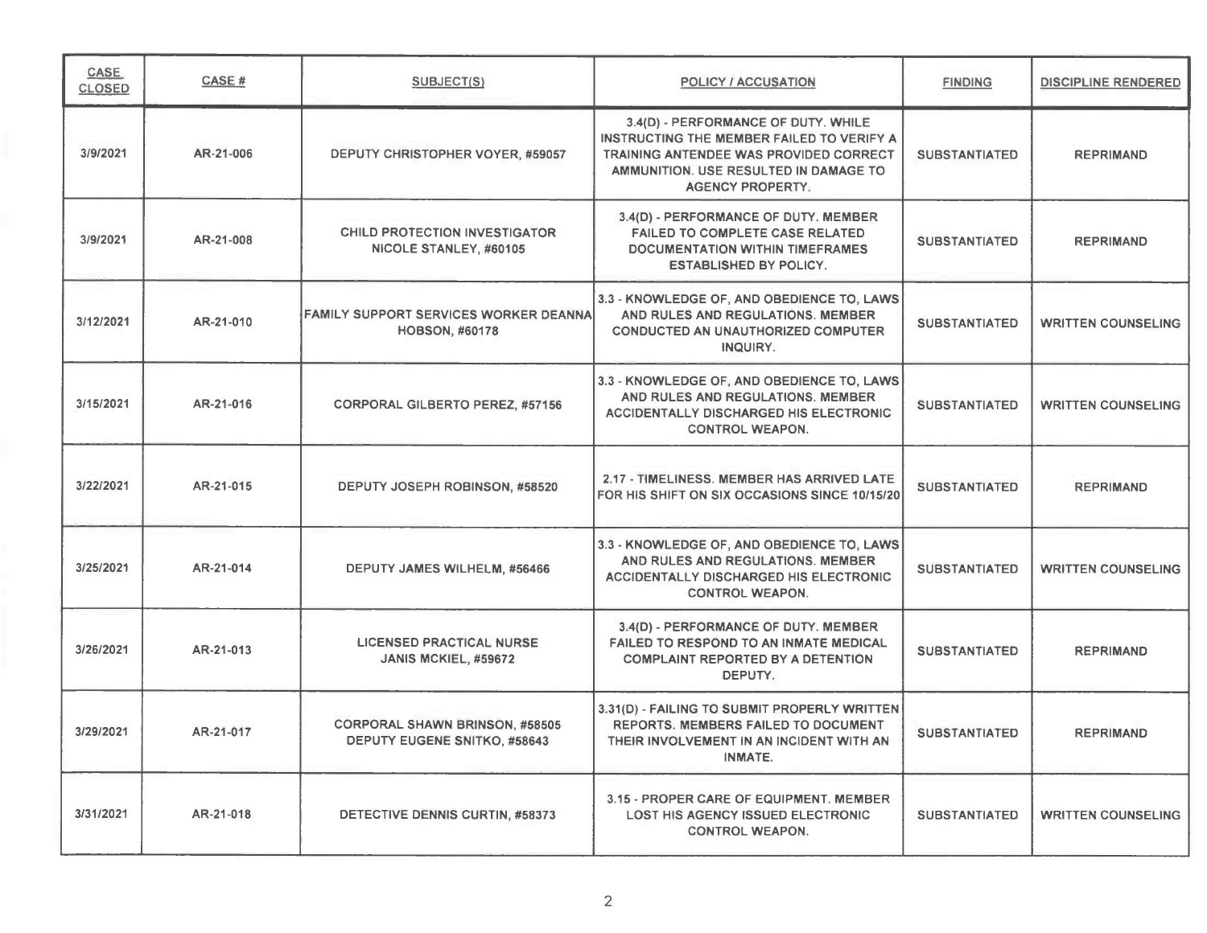| CASE CLOSED | CASE # | SUBJECT(S) | POLICY / ACCUSATION | FINDING | DISCIPLINE RENDERED |
|---|---|---|---|---|---|
| 3/9/2021 | AR-21-006 | DEPUTY CHRISTOPHER VOYER, #59057 | 3.4(D) - PERFORMANCE OF DUTY. WHILE INSTRUCTING THE MEMBER FAILED TO VERIFY A TRAINING ANTENDEE WAS PROVIDED CORRECT AMMUNITION. USE RESULTED IN DAMAGE TO AGENCY PROPERTY. | SUBSTANTIATED | REPRIMAND |
| 3/9/2021 | AR-21-008 | CHILD PROTECTION INVESTIGATOR NICOLE STANLEY, #60105 | 3.4(D) - PERFORMANCE OF DUTY. MEMBER FAILED TO COMPLETE CASE RELATED DOCUMENTATION WITHIN TIMEFRAMES ESTABLISHED BY POLICY. | SUBSTANTIATED | REPRIMAND |
| 3/12/2021 | AR-21-010 | FAMILY SUPPORT SERVICES WORKER DEANNA HOBSON, #60178 | 3.3 - KNOWLEDGE OF, AND OBEDIENCE TO, LAWS AND RULES AND REGULATIONS. MEMBER CONDUCTED AN UNAUTHORIZED COMPUTER INQUIRY. | SUBSTANTIATED | WRITTEN COUNSELING |
| 3/15/2021 | AR-21-016 | CORPORAL GILBERTO PEREZ, #57156 | 3.3 - KNOWLEDGE OF, AND OBEDIENCE TO, LAWS AND RULES AND REGULATIONS. MEMBER ACCIDENTALLY DISCHARGED HIS ELECTRONIC CONTROL WEAPON. | SUBSTANTIATED | WRITTEN COUNSELING |
| 3/22/2021 | AR-21-015 | DEPUTY JOSEPH ROBINSON, #58520 | 2.17 - TIMELINESS. MEMBER HAS ARRIVED LATE FOR HIS SHIFT ON SIX OCCASIONS SINCE 10/15/20 | SUBSTANTIATED | REPRIMAND |
| 3/25/2021 | AR-21-014 | DEPUTY JAMES WILHELM, #56466 | 3.3 - KNOWLEDGE OF, AND OBEDIENCE TO, LAWS AND RULES AND REGULATIONS. MEMBER ACCIDENTALLY DISCHARGED HIS ELECTRONIC CONTROL WEAPON. | SUBSTANTIATED | WRITTEN COUNSELING |
| 3/26/2021 | AR-21-013 | LICENSED PRACTICAL NURSE JANIS MCKIEL, #59672 | 3.4(D) - PERFORMANCE OF DUTY. MEMBER FAILED TO RESPOND TO AN INMATE MEDICAL COMPLAINT REPORTED BY A DETENTION DEPUTY. | SUBSTANTIATED | REPRIMAND |
| 3/29/2021 | AR-21-017 | CORPORAL SHAWN BRINSON, #58505<br>DEPUTY EUGENE SNITKO, #58643 | 3.31(D) - FAILING TO SUBMIT PROPERLY WRITTEN REPORTS. MEMBERS FAILED TO DOCUMENT THEIR INVOLVEMENT IN AN INCIDENT WITH AN INMATE. | SUBSTANTIATED | REPRIMAND |
| 3/31/2021 | AR-21-018 | DETECTIVE DENNIS CURTIN, #58373 | 3.15 - PROPER CARE OF EQUIPMENT. MEMBER LOST HIS AGENCY ISSUED ELECTRONIC CONTROL WEAPON. | SUBSTANTIATED | WRITTEN COUNSELING |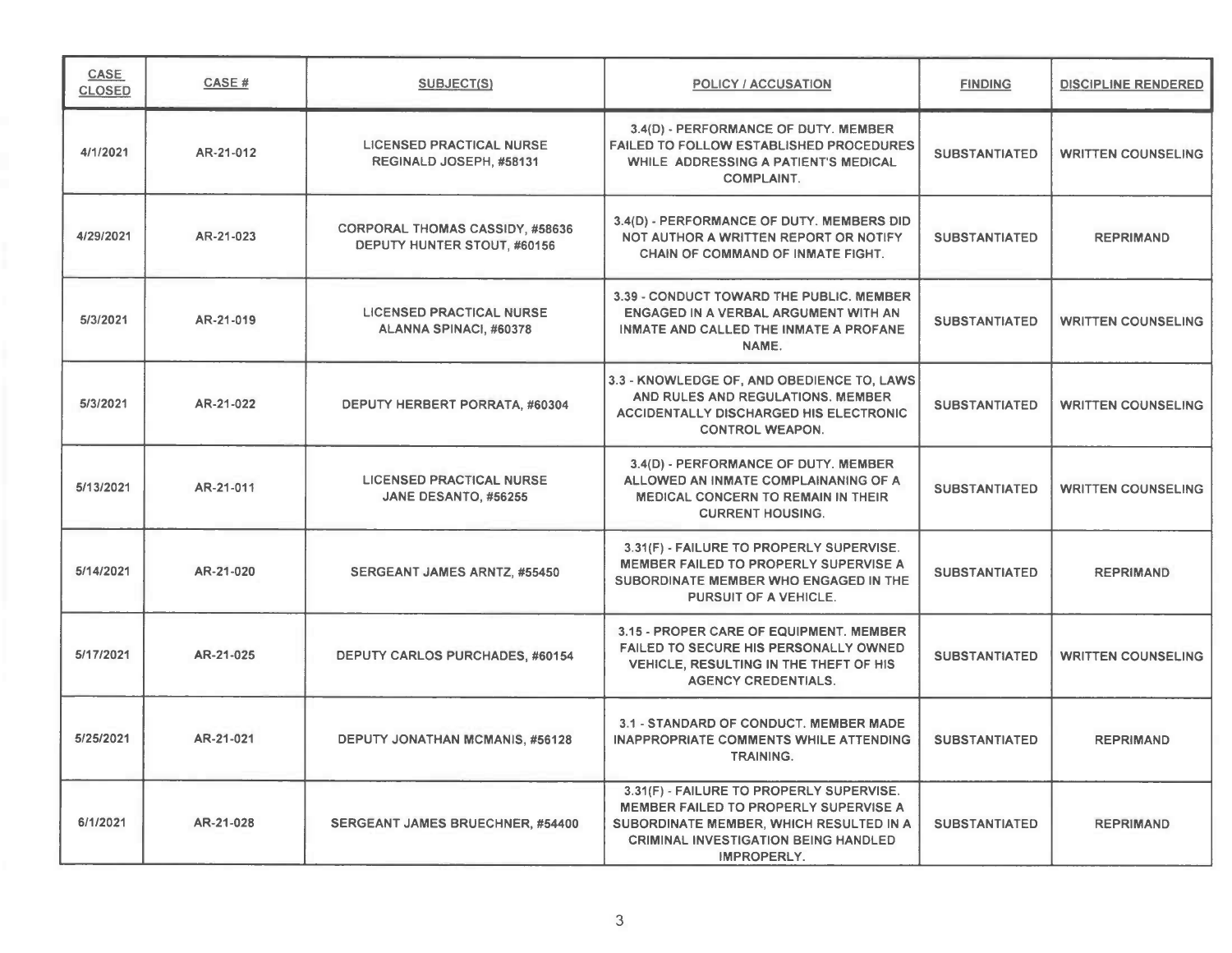| CASE CLOSED | CASE # | SUBJECT(S) | POLICY / ACCUSATION | FINDING | DISCIPLINE RENDERED |
|---|---|---|---|---|---|
| 4/1/2021 | AR-21-012 | LICENSED PRACTICAL NURSE REGINALD JOSEPH, #58131 | 3.4(D) - PERFORMANCE OF DUTY. MEMBER FAILED TO FOLLOW ESTABLISHED PROCEDURES WHILE ADDRESSING A PATIENT'S MEDICAL COMPLAINT. | SUBSTANTIATED | WRITTEN COUNSELING |
| 4/29/2021 | AR-21-023 | CORPORAL THOMAS CASSIDY, #58636 DEPUTY HUNTER STOUT, #60156 | 3.4(D) - PERFORMANCE OF DUTY. MEMBERS DID NOT AUTHOR A WRITTEN REPORT OR NOTIFY CHAIN OF COMMAND OF INMATE FIGHT. | SUBSTANTIATED | REPRIMAND |
| 5/3/2021 | AR-21-019 | LICENSED PRACTICAL NURSE ALANNA SPINACI, #60378 | 3.39 - CONDUCT TOWARD THE PUBLIC. MEMBER ENGAGED IN A VERBAL ARGUMENT WITH AN INMATE AND CALLED THE INMATE A PROFANE NAME. | SUBSTANTIATED | WRITTEN COUNSELING |
| 5/3/2021 | AR-21-022 | DEPUTY HERBERT PORRATA, #60304 | 3.3 - KNOWLEDGE OF, AND OBEDIENCE TO, LAWS AND RULES AND REGULATIONS. MEMBER ACCIDENTALLY DISCHARGED HIS ELECTRONIC CONTROL WEAPON. | SUBSTANTIATED | WRITTEN COUNSELING |
| 5/13/2021 | AR-21-011 | LICENSED PRACTICAL NURSE JANE DESANTO, #56255 | 3.4(D) - PERFORMANCE OF DUTY. MEMBER ALLOWED AN INMATE COMPLAINANING OF A MEDICAL CONCERN TO REMAIN IN THEIR CURRENT HOUSING. | SUBSTANTIATED | WRITTEN COUNSELING |
| 5/14/2021 | AR-21-020 | SERGEANT JAMES ARNTZ, #55450 | 3.31(F) - FAILURE TO PROPERLY SUPERVISE. MEMBER FAILED TO PROPERLY SUPERVISE A SUBORDINATE MEMBER WHO ENGAGED IN THE PURSUIT OF A VEHICLE. | SUBSTANTIATED | REPRIMAND |
| 5/17/2021 | AR-21-025 | DEPUTY CARLOS PURCHADES, #60154 | 3.15 - PROPER CARE OF EQUIPMENT. MEMBER FAILED TO SECURE HIS PERSONALLY OWNED VEHICLE, RESULTING IN THE THEFT OF HIS AGENCY CREDENTIALS. | SUBSTANTIATED | WRITTEN COUNSELING |
| 5/25/2021 | AR-21-021 | DEPUTY JONATHAN MCMANIS, #56128 | 3.1 - STANDARD OF CONDUCT. MEMBER MADE INAPPROPRIATE COMMENTS WHILE ATTENDING TRAINING. | SUBSTANTIATED | REPRIMAND |
| 6/1/2021 | AR-21-028 | SERGEANT JAMES BRUECHNER, #54400 | 3.31(F) - FAILURE TO PROPERLY SUPERVISE. MEMBER FAILED TO PROPERLY SUPERVISE A SUBORDINATE MEMBER, WHICH RESULTED IN A CRIMINAL INVESTIGATION BEING HANDLED IMPROPERLY. | SUBSTANTIATED | REPRIMAND |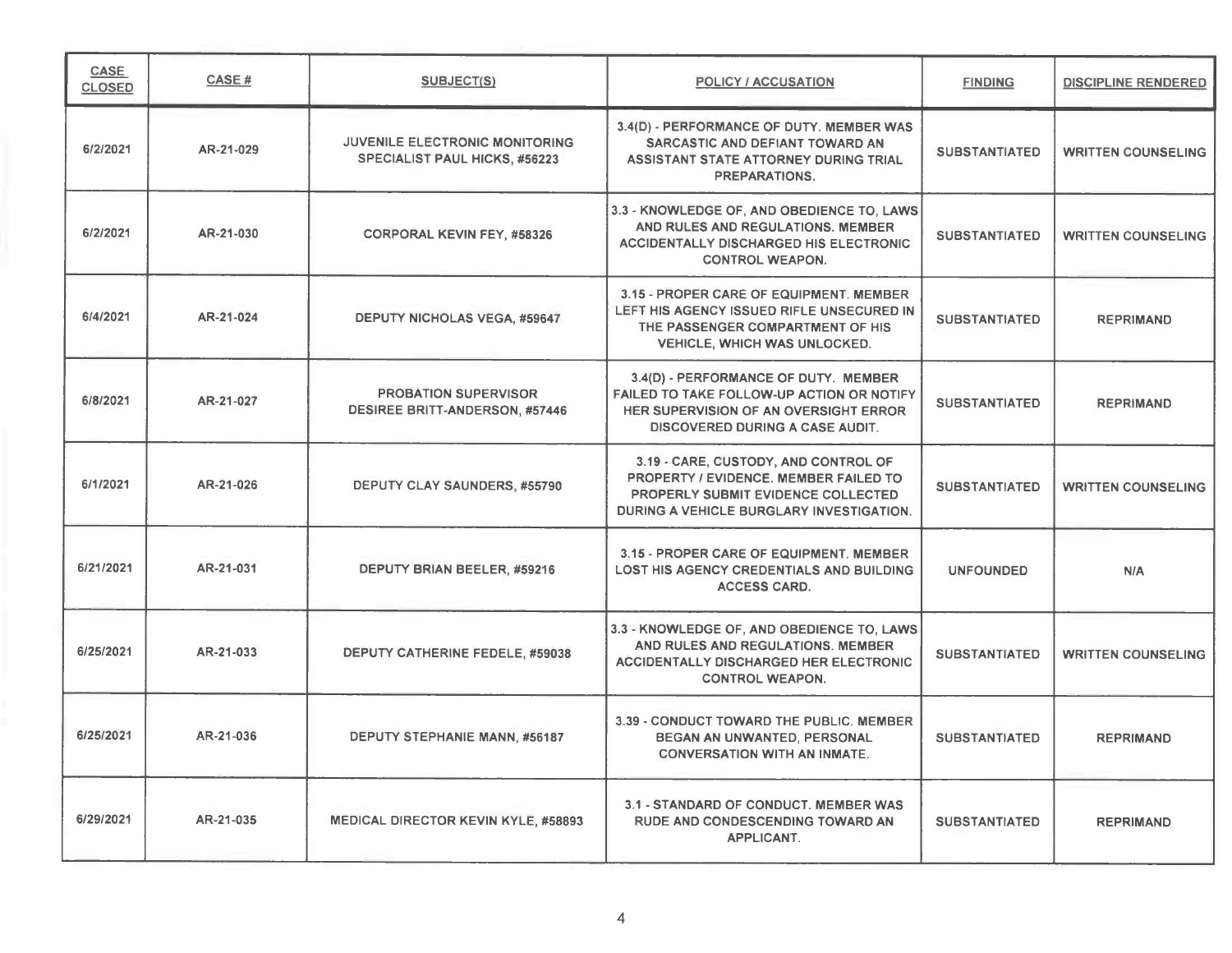| CASE CLOSED | CASE # | SUBJECT(S) | POLICY / ACCUSATION | FINDING | DISCIPLINE RENDERED |
|---|---|---|---|---|---|
| 6/2/2021 | AR-21-029 | JUVENILE ELECTRONIC MONITORING SPECIALIST PAUL HICKS, #56223 | 3.4(D) - PERFORMANCE OF DUTY. MEMBER WAS SARCASTIC AND DEFIANT TOWARD AN ASSISTANT STATE ATTORNEY DURING TRIAL PREPARATIONS. | SUBSTANTIATED | WRITTEN COUNSELING |
| 6/2/2021 | AR-21-030 | CORPORAL KEVIN FEY, #58326 | 3.3 - KNOWLEDGE OF, AND OBEDIENCE TO, LAWS AND RULES AND REGULATIONS. MEMBER ACCIDENTALLY DISCHARGED HIS ELECTRONIC CONTROL WEAPON. | SUBSTANTIATED | WRITTEN COUNSELING |
| 6/4/2021 | AR-21-024 | DEPUTY NICHOLAS VEGA, #59647 | 3.15 - PROPER CARE OF EQUIPMENT. MEMBER LEFT HIS AGENCY ISSUED RIFLE UNSECURED IN THE PASSENGER COMPARTMENT OF HIS VEHICLE, WHICH WAS UNLOCKED. | SUBSTANTIATED | REPRIMAND |
| 6/8/2021 | AR-21-027 | PROBATION SUPERVISOR DESIREE BRITT-ANDERSON, #57446 | 3.4(D) - PERFORMANCE OF DUTY. MEMBER FAILED TO TAKE FOLLOW-UP ACTION OR NOTIFY HER SUPERVISION OF AN OVERSIGHT ERROR DISCOVERED DURING A CASE AUDIT. | SUBSTANTIATED | REPRIMAND |
| 6/1/2021 | AR-21-026 | DEPUTY CLAY SAUNDERS, #55790 | 3.19 - CARE, CUSTODY, AND CONTROL OF PROPERTY / EVIDENCE. MEMBER FAILED TO PROPERLY SUBMIT EVIDENCE COLLECTED DURING A VEHICLE BURGLARY INVESTIGATION. | SUBSTANTIATED | WRITTEN COUNSELING |
| 6/21/2021 | AR-21-031 | DEPUTY BRIAN BEELER, #59216 | 3.15 - PROPER CARE OF EQUIPMENT. MEMBER LOST HIS AGENCY CREDENTIALS AND BUILDING ACCESS CARD. | UNFOUNDED | N/A |
| 6/25/2021 | AR-21-033 | DEPUTY CATHERINE FEDELE, #59038 | 3.3 - KNOWLEDGE OF, AND OBEDIENCE TO, LAWS AND RULES AND REGULATIONS. MEMBER ACCIDENTALLY DISCHARGED HER ELECTRONIC CONTROL WEAPON. | SUBSTANTIATED | WRITTEN COUNSELING |
| 6/25/2021 | AR-21-036 | DEPUTY STEPHANIE MANN, #56187 | 3.39 - CONDUCT TOWARD THE PUBLIC. MEMBER BEGAN AN UNWANTED, PERSONAL CONVERSATION WITH AN INMATE. | SUBSTANTIATED | REPRIMAND |
| 6/29/2021 | AR-21-035 | MEDICAL DIRECTOR KEVIN KYLE, #58893 | 3.1 - STANDARD OF CONDUCT. MEMBER WAS RUDE AND CONDESCENDING TOWARD AN APPLICANT. | SUBSTANTIATED | REPRIMAND |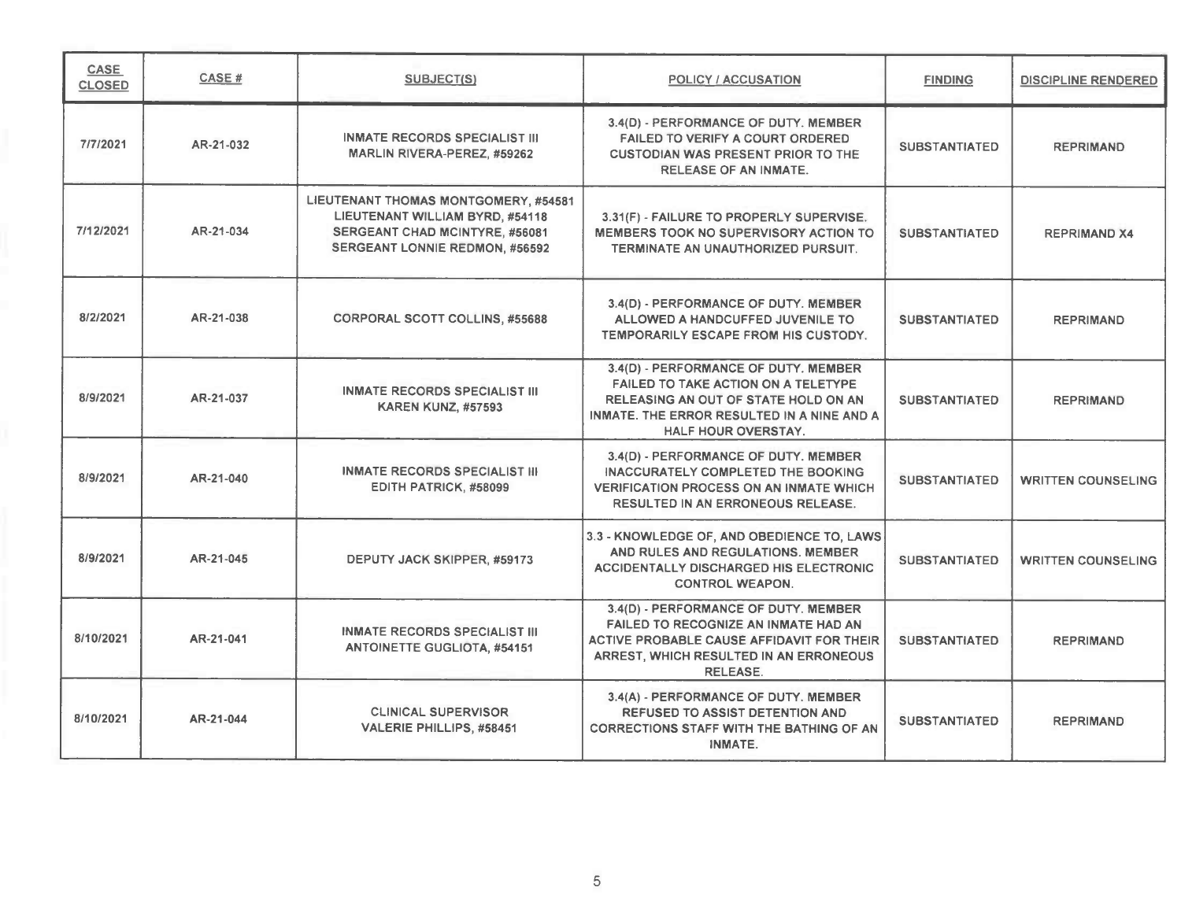| CASE CLOSED | CASE # | SUBJECT(S) | POLICY / ACCUSATION | FINDING | DISCIPLINE RENDERED |
|---|---|---|---|---|---|
| 7/7/2021 | AR-21-032 | INMATE RECORDS SPECIALIST III MARLIN RIVERA-PEREZ, #59262 | 3.4(D) - PERFORMANCE OF DUTY. MEMBER FAILED TO VERIFY A COURT ORDERED CUSTODIAN WAS PRESENT PRIOR TO THE RELEASE OF AN INMATE. | SUBSTANTIATED | REPRIMAND |
| 7/12/2021 | AR-21-034 | LIEUTENANT THOMAS MONTGOMERY, #54581 LIEUTENANT WILLIAM BYRD, #54118 SERGEANT CHAD MCINTYRE, #56081 SERGEANT LONNIE REDMON, #56592 | 3.31(F) - FAILURE TO PROPERLY SUPERVISE. MEMBERS TOOK NO SUPERVISORY ACTION TO TERMINATE AN UNAUTHORIZED PURSUIT. | SUBSTANTIATED | REPRIMAND X4 |
| 8/2/2021 | AR-21-038 | CORPORAL SCOTT COLLINS, #55688 | 3.4(D) - PERFORMANCE OF DUTY. MEMBER ALLOWED A HANDCUFFED JUVENILE TO TEMPORARILY ESCAPE FROM HIS CUSTODY. | SUBSTANTIATED | REPRIMAND |
| 8/9/2021 | AR-21-037 | INMATE RECORDS SPECIALIST III KAREN KUNZ, #57593 | 3.4(D) - PERFORMANCE OF DUTY. MEMBER FAILED TO TAKE ACTION ON A TELETYPE RELEASING AN OUT OF STATE HOLD ON AN INMATE. THE ERROR RESULTED IN A NINE AND A HALF HOUR OVERSTAY. | SUBSTANTIATED | REPRIMAND |
| 8/9/2021 | AR-21-040 | INMATE RECORDS SPECIALIST III EDITH PATRICK, #58099 | 3.4(D) - PERFORMANCE OF DUTY. MEMBER INACCURATELY COMPLETED THE BOOKING VERIFICATION PROCESS ON AN INMATE WHICH RESULTED IN AN ERRONEOUS RELEASE. | SUBSTANTIATED | WRITTEN COUNSELING |
| 8/9/2021 | AR-21-045 | DEPUTY JACK SKIPPER, #59173 | 3.3 - KNOWLEDGE OF, AND OBEDIENCE TO, LAWS AND RULES AND REGULATIONS. MEMBER ACCIDENTALLY DISCHARGED HIS ELECTRONIC CONTROL WEAPON. | SUBSTANTIATED | WRITTEN COUNSELING |
| 8/10/2021 | AR-21-041 | INMATE RECORDS SPECIALIST III ANTOINETTE GUGLIOTA, #54151 | 3.4(D) - PERFORMANCE OF DUTY. MEMBER FAILED TO RECOGNIZE AN INMATE HAD AN ACTIVE PROBABLE CAUSE AFFIDAVIT FOR THEIR ARREST, WHICH RESULTED IN AN ERRONEOUS RELEASE. | SUBSTANTIATED | REPRIMAND |
| 8/10/2021 | AR-21-044 | CLINICAL SUPERVISOR VALERIE PHILLIPS, #58451 | 3.4(A) - PERFORMANCE OF DUTY. MEMBER REFUSED TO ASSIST DETENTION AND CORRECTIONS STAFF WITH THE BATHING OF AN INMATE. | SUBSTANTIATED | REPRIMAND |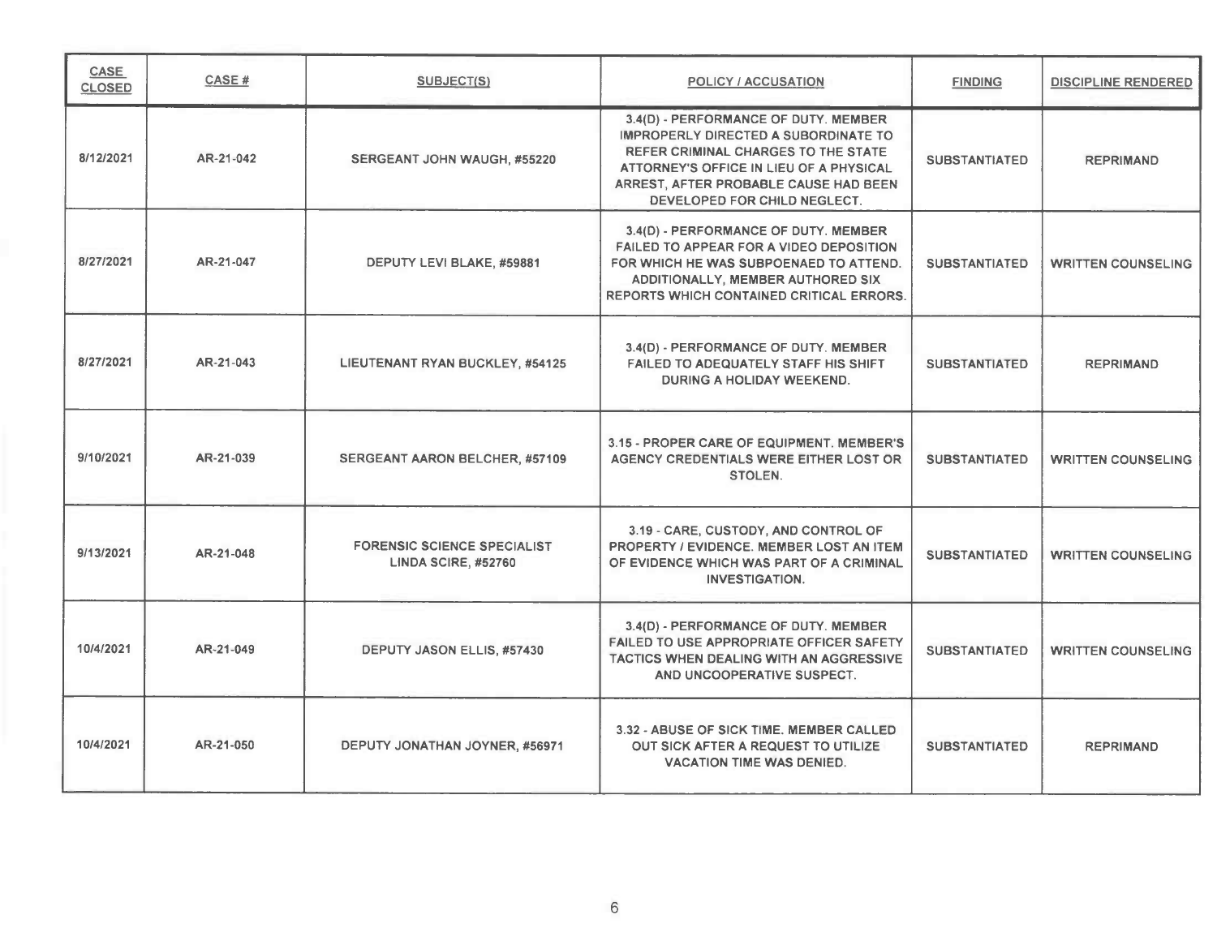| CASE CLOSED | CASE # | SUBJECT(S) | POLICY / ACCUSATION | FINDING | DISCIPLINE RENDERED |
|---|---|---|---|---|---|
| 8/12/2021 | AR-21-042 | SERGEANT JOHN WAUGH, #55220 | 3.4(D) - PERFORMANCE OF DUTY. MEMBER IMPROPERLY DIRECTED A SUBORDINATE TO REFER CRIMINAL CHARGES TO THE STATE ATTORNEY'S OFFICE IN LIEU OF A PHYSICAL ARREST, AFTER PROBABLE CAUSE HAD BEEN DEVELOPED FOR CHILD NEGLECT. | SUBSTANTIATED | REPRIMAND |
| 8/27/2021 | AR-21-047 | DEPUTY LEVI BLAKE, #59881 | 3.4(D) - PERFORMANCE OF DUTY. MEMBER FAILED TO APPEAR FOR A VIDEO DEPOSITION FOR WHICH HE WAS SUBPOENAED TO ATTEND. ADDITIONALLY, MEMBER AUTHORED SIX REPORTS WHICH CONTAINED CRITICAL ERRORS. | SUBSTANTIATED | WRITTEN COUNSELING |
| 8/27/2021 | AR-21-043 | LIEUTENANT RYAN BUCKLEY, #54125 | 3.4(D) - PERFORMANCE OF DUTY. MEMBER FAILED TO ADEQUATELY STAFF HIS SHIFT DURING A HOLIDAY WEEKEND. | SUBSTANTIATED | REPRIMAND |
| 9/10/2021 | AR-21-039 | SERGEANT AARON BELCHER, #57109 | 3.15 - PROPER CARE OF EQUIPMENT. MEMBER'S AGENCY CREDENTIALS WERE EITHER LOST OR STOLEN. | SUBSTANTIATED | WRITTEN COUNSELING |
| 9/13/2021 | AR-21-048 | FORENSIC SCIENCE SPECIALIST LINDA SCIRE, #52760 | 3.19 - CARE, CUSTODY, AND CONTROL OF PROPERTY / EVIDENCE. MEMBER LOST AN ITEM OF EVIDENCE WHICH WAS PART OF A CRIMINAL INVESTIGATION. | SUBSTANTIATED | WRITTEN COUNSELING |
| 10/4/2021 | AR-21-049 | DEPUTY JASON ELLIS, #57430 | 3.4(D) - PERFORMANCE OF DUTY. MEMBER FAILED TO USE APPROPRIATE OFFICER SAFETY TACTICS WHEN DEALING WITH AN AGGRESSIVE AND UNCOOPERATIVE SUSPECT. | SUBSTANTIATED | WRITTEN COUNSELING |
| 10/4/2021 | AR-21-050 | DEPUTY JONATHAN JOYNER, #56971 | 3.32 - ABUSE OF SICK TIME. MEMBER CALLED OUT SICK AFTER A REQUEST TO UTILIZE VACATION TIME WAS DENIED. | SUBSTANTIATED | REPRIMAND |